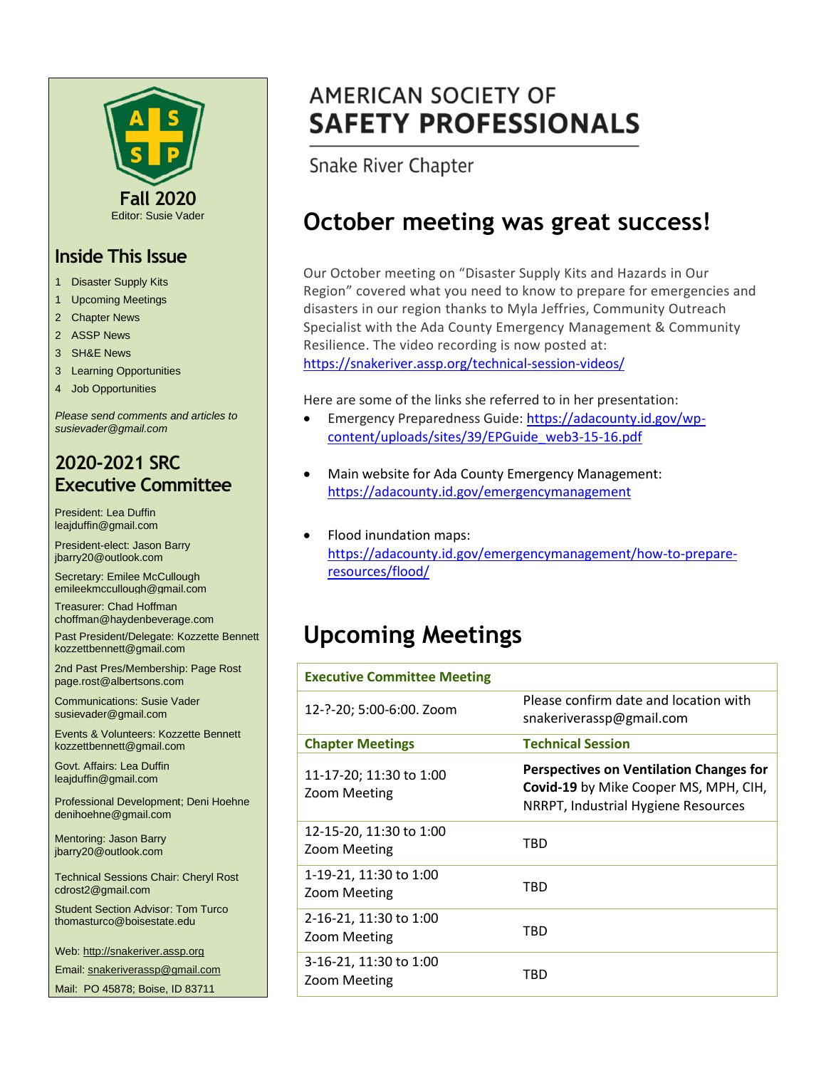# AMERICAN SOCIETY OF SAFETY PROFESSIONALS

Snake River Chapter

**Fall 2020**

Editor: Susie Vader

## Inside This Issue

1 Disaster Supply Kits
1 Upcoming Meetings
2 Chapter News
2 ASSP News
3 SH&E News
3 Learning Opportunities
4 Job Opportunities

*Please send comments and articles to susievader@gmail.com*

## 2020-2021 SRC Executive Committee

President: Lea Duffin
leajduffin@gmail.com

President-elect: Jason Barry
jbarry20@outlook.com

Secretary: Emilee McCullough
emileekmccullough@gmail.com

Treasurer: Chad Hoffman
choffman@haydenbeverage.com

Past President/Delegate: Kozzette Bennett
kozzettbennett@gmail.com

2nd Past Pres/Membership: Page Rost
page.rost@albertsons.com

Communications: Susie Vader
susievader@gmail.com

Events & Volunteers: Kozzette Bennett
kozzettbennett@gmail.com

Govt. Affairs: Lea Duffin
leajduffin@gmail.com

Professional Development; Deni Hoehne
denihoehne@gmail.com

Mentoring: Jason Barry
jbarry20@outlook.com

Technical Sessions Chair: Cheryl Rost
cdrost2@gmail.com

Student Section Advisor: Tom Turco
thomasturco@boisestate.edu

Web: http://snakeriver.assp.org
Email: snakeriverassp@gmail.com
Mail: PO 45878; Boise, ID 83711

# October meeting was great success!

Our October meeting on "Disaster Supply Kits and Hazards in Our Region" covered what you need to know to prepare for emergencies and disasters in our region thanks to Myla Jeffries, Community Outreach Specialist with the Ada County Emergency Management & Community Resilience. The video recording is now posted at: https://snakeriver.assp.org/technical-session-videos/

Here are some of the links she referred to in her presentation:

- Emergency Preparedness Guide: https://adacounty.id.gov/wp-content/uploads/sites/39/EPGuide_web3-15-16.pdf
- Main website for Ada County Emergency Management: https://adacounty.id.gov/emergencymanagement
- Flood inundation maps: https://adacounty.id.gov/emergencymanagement/how-to-prepare-resources/flood/

# Upcoming Meetings

| **Executive Committee Meeting** | |
|---|---|
| 12-?-20; 5:00-6:00. Zoom | Please confirm date and location with snakeriverassp@gmail.com |
| **Chapter Meetings** | **Technical Session** |
| 11-17-20; 11:30 to 1:00 Zoom Meeting | **Perspectives on Ventilation Changes for Covid-19** by Mike Cooper MS, MPH, CIH, NRRPT, Industrial Hygiene Resources |
| 12-15-20, 11:30 to 1:00 Zoom Meeting | TBD |
| 1-19-21, 11:30 to 1:00 Zoom Meeting | TBD |
| 2-16-21, 11:30 to 1:00 Zoom Meeting | TBD |
| 3-16-21, 11:30 to 1:00 Zoom Meeting | TBD |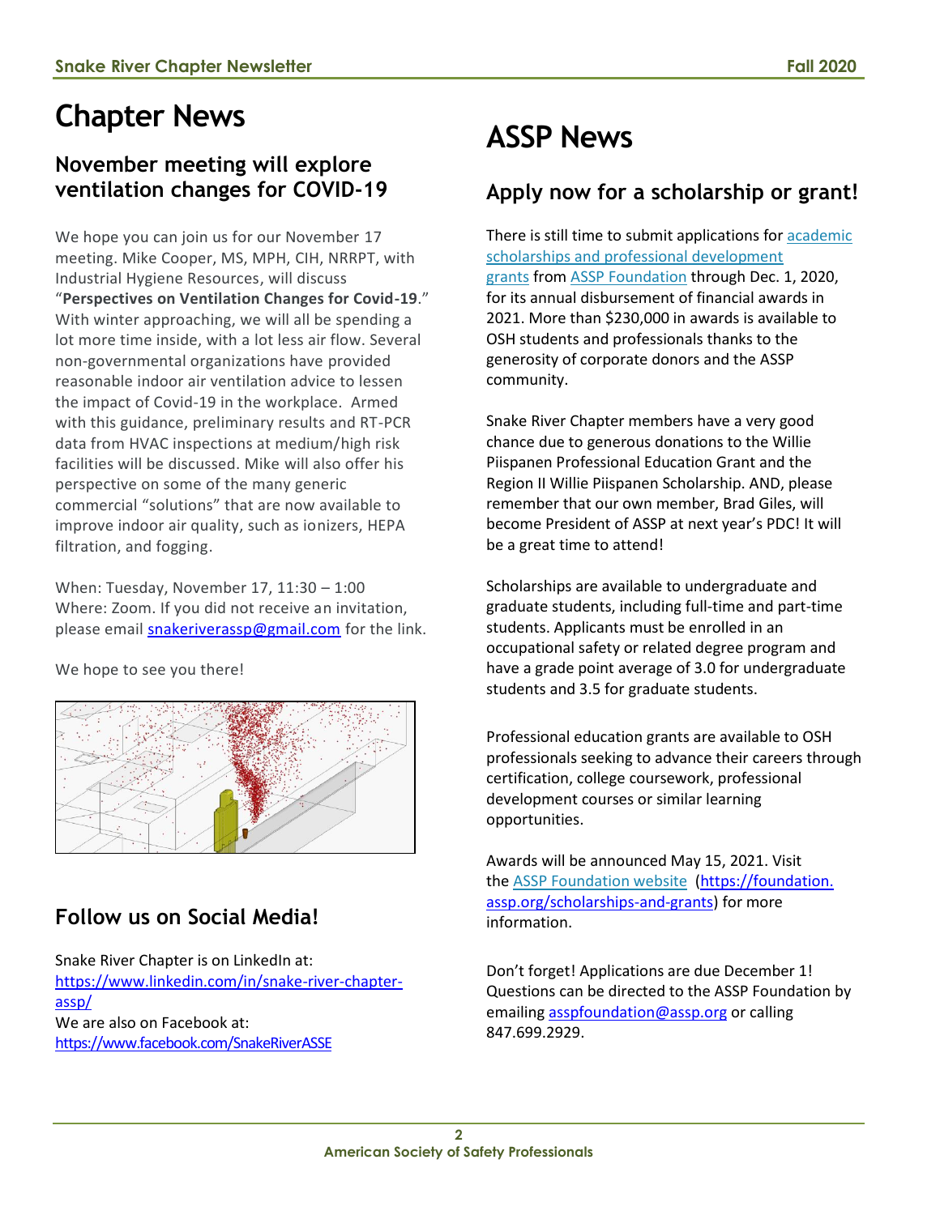# Chapter News

## November meeting will explore ventilation changes for COVID-19

We hope you can join us for our November 17 meeting. Mike Cooper, MS, MPH, CIH, NRRPT, with Industrial Hygiene Resources, will discuss "**Perspectives on Ventilation Changes for Covid-19**." With winter approaching, we will all be spending a lot more time inside, with a lot less air flow. Several non-governmental organizations have provided reasonable indoor air ventilation advice to lessen the impact of Covid-19 in the workplace. Armed with this guidance, preliminary results and RT-PCR data from HVAC inspections at medium/high risk facilities will be discussed. Mike will also offer his perspective on some of the many generic commercial "solutions" that are now available to improve indoor air quality, such as ionizers, HEPA filtration, and fogging.

When: Tuesday, November 17, 11:30 – 1:00
Where: Zoom. If you did not receive an invitation, please email snakeriverassp@gmail.com for the link.

We hope to see you there!

## Follow us on Social Media!

Snake River Chapter is on LinkedIn at:
https://www.linkedin.com/in/snake-river-chapter-assp/
We are also on Facebook at:
https://www.facebook.com/SnakeRiverASSE

# ASSP News

## Apply now for a scholarship or grant!

There is still time to submit applications for academic scholarships and professional development grants from ASSP Foundation through Dec. 1, 2020, for its annual disbursement of financial awards in 2021. More than $230,000 in awards is available to OSH students and professionals thanks to the generosity of corporate donors and the ASSP community.

Snake River Chapter members have a very good chance due to generous donations to the Willie Piispanen Professional Education Grant and the Region II Willie Piispanen Scholarship. AND, please remember that our own member, Brad Giles, will become President of ASSP at next year's PDC! It will be a great time to attend!

Scholarships are available to undergraduate and graduate students, including full-time and part-time students. Applicants must be enrolled in an occupational safety or related degree program and have a grade point average of 3.0 for undergraduate students and 3.5 for graduate students.

Professional education grants are available to OSH professionals seeking to advance their careers through certification, college coursework, professional development courses or similar learning opportunities.

Awards will be announced May 15, 2021. Visit the ASSP Foundation website (https://foundation.assp.org/scholarships-and-grants) for more information.

Don't forget! Applications are due December 1! Questions can be directed to the ASSP Foundation by emailing asspfoundation@assp.org or calling 847.699.2929.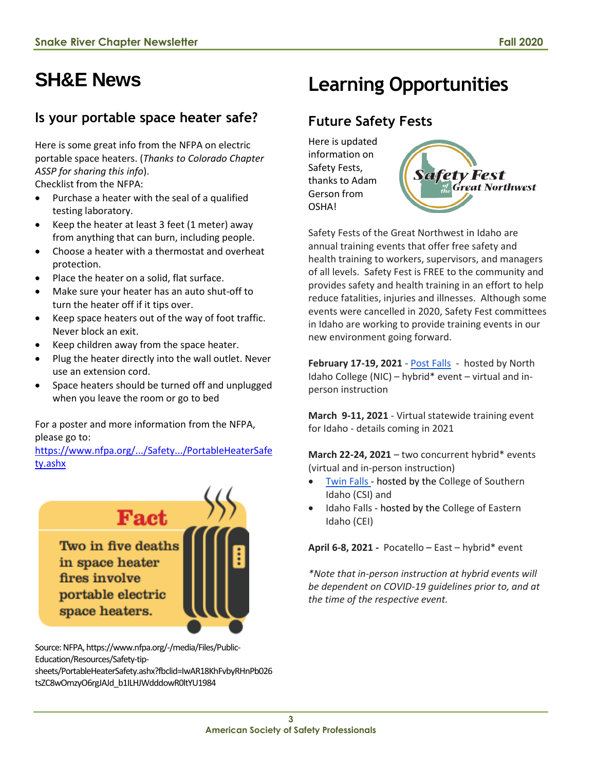# SH&E News

## Is your portable space heater safe?

Here is some great info from the NFPA on electric portable space heaters. (*Thanks to Colorado Chapter ASSP for sharing this info*).

Checklist from the NFPA:

- Purchase a heater with the seal of a qualified testing laboratory.
- Keep the heater at least 3 feet (1 meter) away from anything that can burn, including people.
- Choose a heater with a thermostat and overheat protection.
- Place the heater on a solid, flat surface.
- Make sure your heater has an auto shut-off to turn the heater off if it tips over.
- Keep space heaters out of the way of foot traffic. Never block an exit.
- Keep children away from the space heater.
- Plug the heater directly into the wall outlet. Never use an extension cord.
- Space heaters should be turned off and unplugged when you leave the room or go to bed

For a poster and more information from the NFPA, please go to: [https://www.nfpa.org/.../Safety.../PortableHeaterSafety.ashx](https://www.nfpa.org/.../Safety.../PortableHeaterSafety.ashx)

**Fact**

Two in five deaths in space heater fires involve portable electric space heaters.

Source: NFPA, https://www.nfpa.org/-/media/Files/Public-Education/Resources/Safety-tip-sheets/PortableHeaterSafety.ashx?fbclid=IwAR18KhFvbyRHnPb026tsZC8wOmzyO6rgJAJd_b1ILHJWdddowR0ltYU1984

# Learning Opportunities

## Future Safety Fests

Here is updated information on Safety Fests, thanks to Adam Gerson from OSHA!

Safety Fest of the Great Northwest

Safety Fests of the Great Northwest in Idaho are annual training events that offer free safety and health training to workers, supervisors, and managers of all levels. Safety Fest is FREE to the community and provides safety and health training in an effort to help reduce fatalities, injuries and illnesses. Although some events were cancelled in 2020, Safety Fest committees in Idaho are working to provide training events in our new environment going forward.

**February 17-19, 2021** - Post Falls - hosted by North Idaho College (NIC) – hybrid* event – virtual and in-person instruction

**March 9-11, 2021** - Virtual statewide training event for Idaho - details coming in 2021

**March 22-24, 2021** – two concurrent hybrid* events (virtual and in-person instruction)

- Twin Falls - hosted by the College of Southern Idaho (CSI) and
- Idaho Falls - hosted by the College of Eastern Idaho (CEI)

**April 6-8, 2021 -** Pocatello – East – hybrid* event

*\*Note that in-person instruction at hybrid events will be dependent on COVID-19 guidelines prior to, and at the time of the respective event.*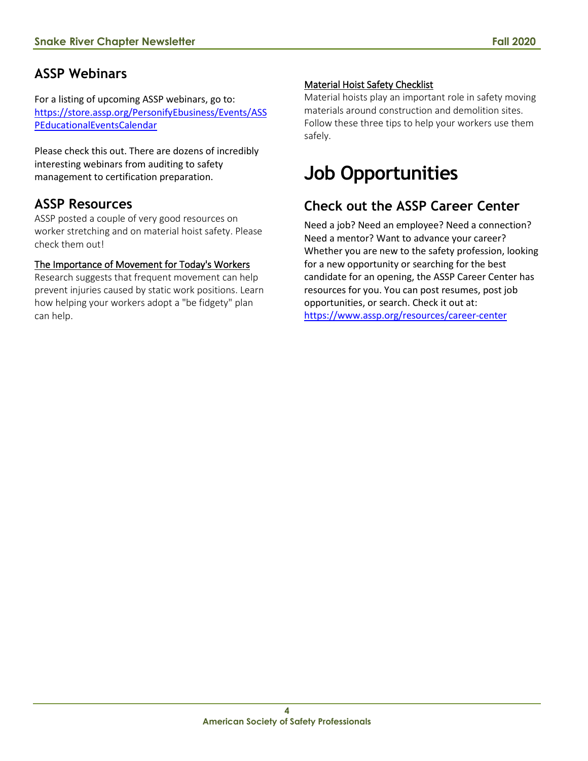## ASSP Webinars

For a listing of upcoming ASSP webinars, go to: https://store.assp.org/PersonifyEbusiness/Events/ASSPEducationalEventsCalendar

Please check this out. There are dozens of incredibly interesting webinars from auditing to safety management to certification preparation.

## ASSP Resources

ASSP posted a couple of very good resources on worker stretching and on material hoist safety. Please check them out!

The Importance of Movement for Today's Workers

Research suggests that frequent movement can help prevent injuries caused by static work positions. Learn how helping your workers adopt a "be fidgety" plan can help.

Material Hoist Safety Checklist

Material hoists play an important role in safety moving materials around construction and demolition sites. Follow these three tips to help your workers use them safely.

# Job Opportunities

## Check out the ASSP Career Center

Need a job? Need an employee? Need a connection? Need a mentor? Want to advance your career? Whether you are new to the safety profession, looking for a new opportunity or searching for the best candidate for an opening, the ASSP Career Center has resources for you. You can post resumes, post job opportunities, or search. Check it out at: https://www.assp.org/resources/career-center